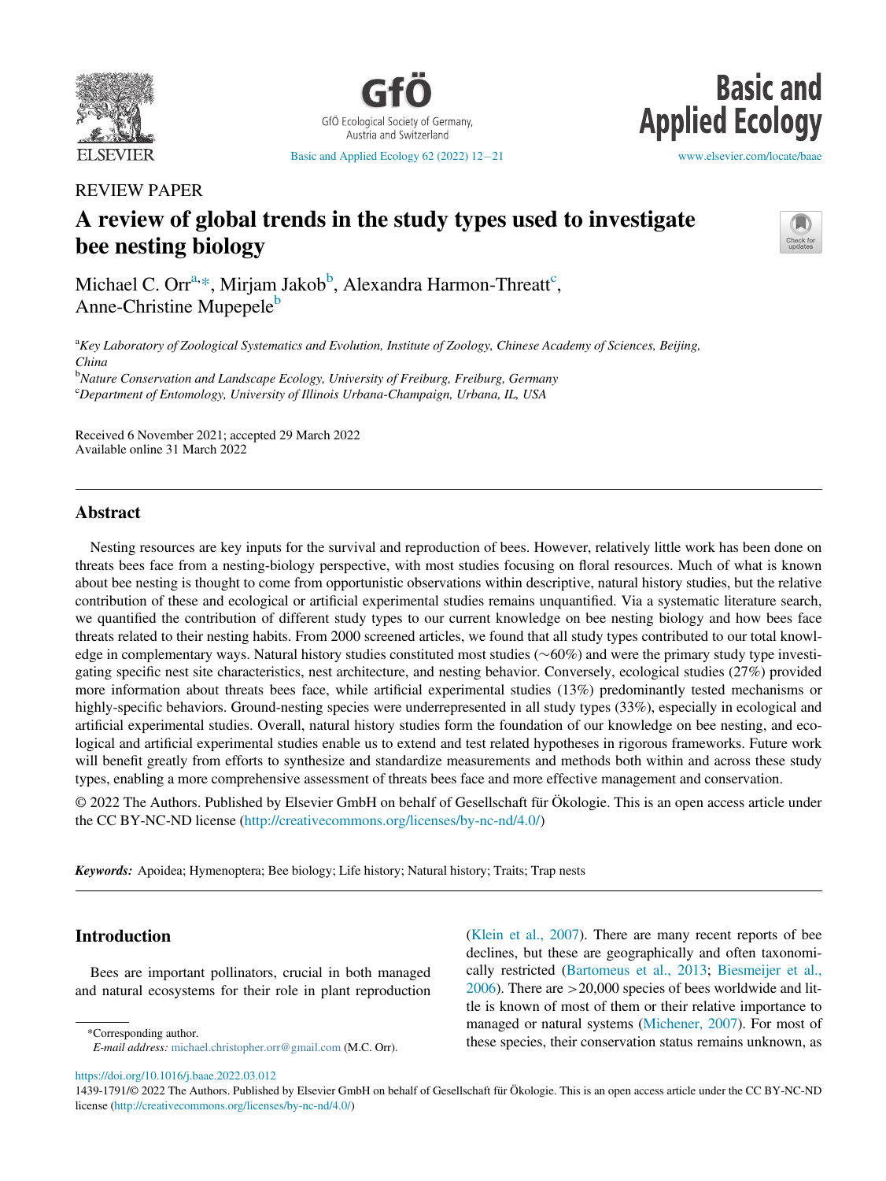REVIEW PAPER

# A review of global trends in the study types used to investigate bee nesting biology

Michael C. Orr[a,*], Mirjam Jakob[b], Alexandra Harmon-Threatt[c], Anne-Christine Mupepele[b]

[a] *Key Laboratory of Zoological Systematics and Evolution, Institute of Zoology, Chinese Academy of Sciences, Beijing, China*

[b] *Nature Conservation and Landscape Ecology, University of Freiburg, Freiburg, Germany*

[c] *Department of Entomology, University of Illinois Urbana-Champaign, Urbana, IL, USA*

Received 6 November 2021; accepted 29 March 2022
Available online 31 March 2022

## Abstract

Nesting resources are key inputs for the survival and reproduction of bees. However, relatively little work has been done on threats bees face from a nesting-biology perspective, with most studies focusing on floral resources. Much of what is known about bee nesting is thought to come from opportunistic observations within descriptive, natural history studies, but the relative contribution of these and ecological or artificial experimental studies remains unquantified. Via a systematic literature search, we quantified the contribution of different study types to our current knowledge on bee nesting biology and how bees face threats related to their nesting habits. From 2000 screened articles, we found that all study types contributed to our total knowledge in complementary ways. Natural history studies constituted most studies (~60%) and were the primary study type investigating specific nest site characteristics, nest architecture, and nesting behavior. Conversely, ecological studies (27%) provided more information about threats bees face, while artificial experimental studies (13%) predominantly tested mechanisms or highly-specific behaviors. Ground-nesting species were underrepresented in all study types (33%), especially in ecological and artificial experimental studies. Overall, natural history studies form the foundation of our knowledge on bee nesting, and ecological and artificial experimental studies enable us to extend and test related hypotheses in rigorous frameworks. Future work will benefit greatly from efforts to synthesize and standardize measurements and methods both within and across these study types, enabling a more comprehensive assessment of threats bees face and more effective management and conservation.

© 2022 The Authors. Published by Elsevier GmbH on behalf of Gesellschaft für Ökologie. This is an open access article under the CC BY-NC-ND license (http://creativecommons.org/licenses/by-nc-nd/4.0/)

***Keywords:*** Apoidea; Hymenoptera; Bee biology; Life history; Natural history; Traits; Trap nests

## Introduction

Bees are important pollinators, crucial in both managed and natural ecosystems for their role in plant reproduction (Klein et al., 2007). There are many recent reports of bee declines, but these are geographically and often taxonomically restricted (Bartomeus et al., 2013; Biesmeijer et al., 2006). There are >20,000 species of bees worldwide and little is known of most of them or their relative importance to managed or natural systems (Michener, 2007). For most of these species, their conservation status remains unknown, as

*Corresponding author.
*E-mail address:* michael.christopher.orr@gmail.com (M.C. Orr).

https://doi.org/10.1016/j.baae.2022.03.012
1439-1791/© 2022 The Authors. Published by Elsevier GmbH on behalf of Gesellschaft für Ökologie. This is an open access article under the CC BY-NC-ND license (http://creativecommons.org/licenses/by-nc-nd/4.0/)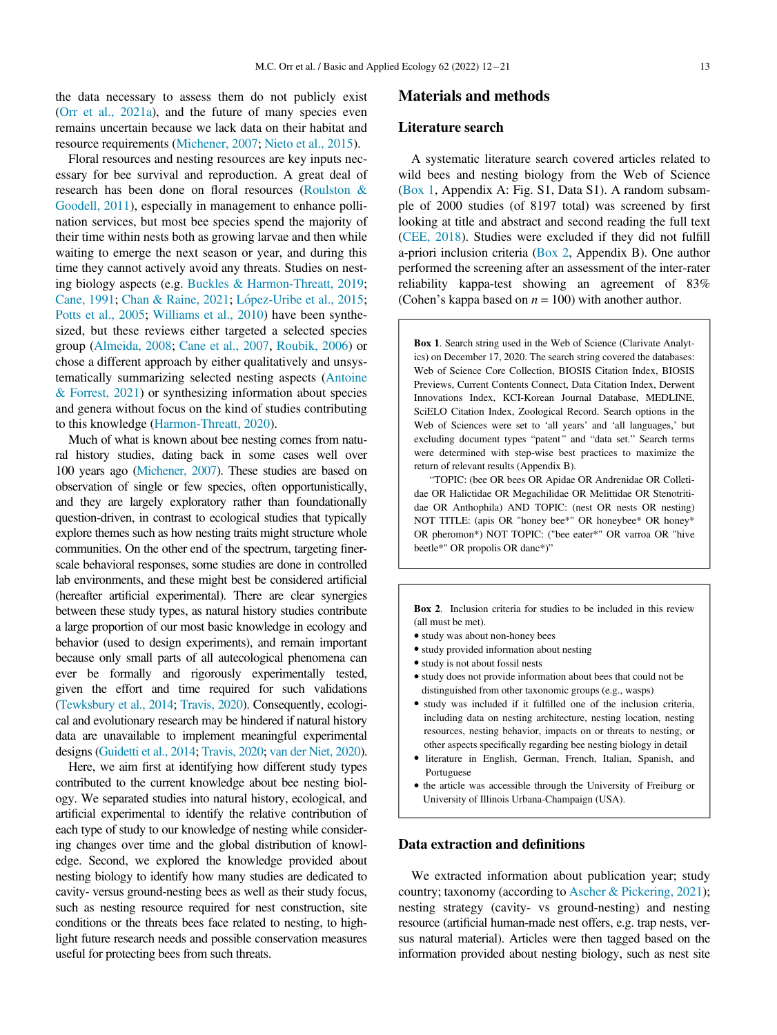the data necessary to assess them do not publicly exist (Orr et al., 2021a), and the future of many species even remains uncertain because we lack data on their habitat and resource requirements (Michener, 2007; Nieto et al., 2015).

Floral resources and nesting resources are key inputs necessary for bee survival and reproduction. A great deal of research has been done on floral resources (Roulston & Goodell, 2011), especially in management to enhance pollination services, but most bee species spend the majority of their time within nests both as growing larvae and then while waiting to emerge the next season or year, and during this time they cannot actively avoid any threats. Studies on nesting biology aspects (e.g. Buckles & Harmon-Threatt, 2019; Cane, 1991; Chan & Raine, 2021; López-Uribe et al., 2015; Potts et al., 2005; Williams et al., 2010) have been synthesized, but these reviews either targeted a selected species group (Almeida, 2008; Cane et al., 2007, Roubik, 2006) or chose a different approach by either qualitatively and unsystematically summarizing selected nesting aspects (Antoine & Forrest, 2021) or synthesizing information about species and genera without focus on the kind of studies contributing to this knowledge (Harmon-Threatt, 2020).

Much of what is known about bee nesting comes from natural history studies, dating back in some cases well over 100 years ago (Michener, 2007). These studies are based on observation of single or few species, often opportunistically, and they are largely exploratory rather than foundationally question-driven, in contrast to ecological studies that typically explore themes such as how nesting traits might structure whole communities. On the other end of the spectrum, targeting finer-scale behavioral responses, some studies are done in controlled lab environments, and these might best be considered artificial (hereafter artificial experimental). There are clear synergies between these study types, as natural history studies contribute a large proportion of our most basic knowledge in ecology and behavior (used to design experiments), and remain important because only small parts of all autecological phenomena can ever be formally and rigorously experimentally tested, given the effort and time required for such validations (Tewksbury et al., 2014; Travis, 2020). Consequently, ecological and evolutionary research may be hindered if natural history data are unavailable to implement meaningful experimental designs (Guidetti et al., 2014; Travis, 2020; van der Niet, 2020).

Here, we aim first at identifying how different study types contributed to the current knowledge about bee nesting biology. We separated studies into natural history, ecological, and artificial experimental to identify the relative contribution of each type of study to our knowledge of nesting while considering changes over time and the global distribution of knowledge. Second, we explored the knowledge provided about nesting biology to identify how many studies are dedicated to cavity- versus ground-nesting bees as well as their study focus, such as nesting resource required for nest construction, site conditions or the threats bees face related to nesting, to highlight future research needs and possible conservation measures useful for protecting bees from such threats.

## Materials and methods

### Literature search

A systematic literature search covered articles related to wild bees and nesting biology from the Web of Science (Box 1, Appendix A: Fig. S1, Data S1). A random subsample of 2000 studies (of 8197 total) was screened by first looking at title and abstract and second reading the full text (CEE, 2018). Studies were excluded if they did not fulfill a-priori inclusion criteria (Box 2, Appendix B). One author performed the screening after an assessment of the inter-rater reliability kappa-test showing an agreement of 83% (Cohen's kappa based on $n = 100$) with another author.

**Box 1.** Search string used in the Web of Science (Clarivate Analytics) on December 17, 2020. The search string covered the databases: Web of Science Core Collection, BIOSIS Citation Index, BIOSIS Previews, Current Contents Connect, Data Citation Index, Derwent Innovations Index, KCI-Korean Journal Database, MEDLINE, SciELO Citation Index, Zoological Record. Search options in the Web of Sciences were set to 'all years' and 'all languages,' but excluding document types "patent" and "data set." Search terms were determined with step-wise best practices to maximize the return of relevant results (Appendix B).

"TOPIC: (bee OR bees OR Apidae OR Andrenidae OR Colletidae OR Halictidae OR Megachilidae OR Melittidae OR Stenotritidae OR Anthophila) AND TOPIC: (nest OR nests OR nesting) NOT TITLE: (apis OR "honey bee*" OR honeybee* OR honey* OR pheromon*) NOT TOPIC: ("bee eater*" OR varroa OR "hive beetle*" OR propolis OR danc*)"

**Box 2.** Inclusion criteria for studies to be included in this review (all must be met).

- study was about non-honey bees
- study provided information about nesting
- study is not about fossil nests
- study does not provide information about bees that could not be distinguished from other taxonomic groups (e.g., wasps)
- study was included if it fulfilled one of the inclusion criteria, including data on nesting architecture, nesting location, nesting resources, nesting behavior, impacts on or threats to nesting, or other aspects specifically regarding bee nesting biology in detail
- literature in English, German, French, Italian, Spanish, and Portuguese
- the article was accessible through the University of Freiburg or University of Illinois Urbana-Champaign (USA).

### Data extraction and definitions

We extracted information about publication year; study country; taxonomy (according to Ascher & Pickering, 2021); nesting strategy (cavity- vs ground-nesting) and nesting resource (artificial human-made nest offers, e.g. trap nests, versus natural material). Articles were then tagged based on the information provided about nesting biology, such as nest site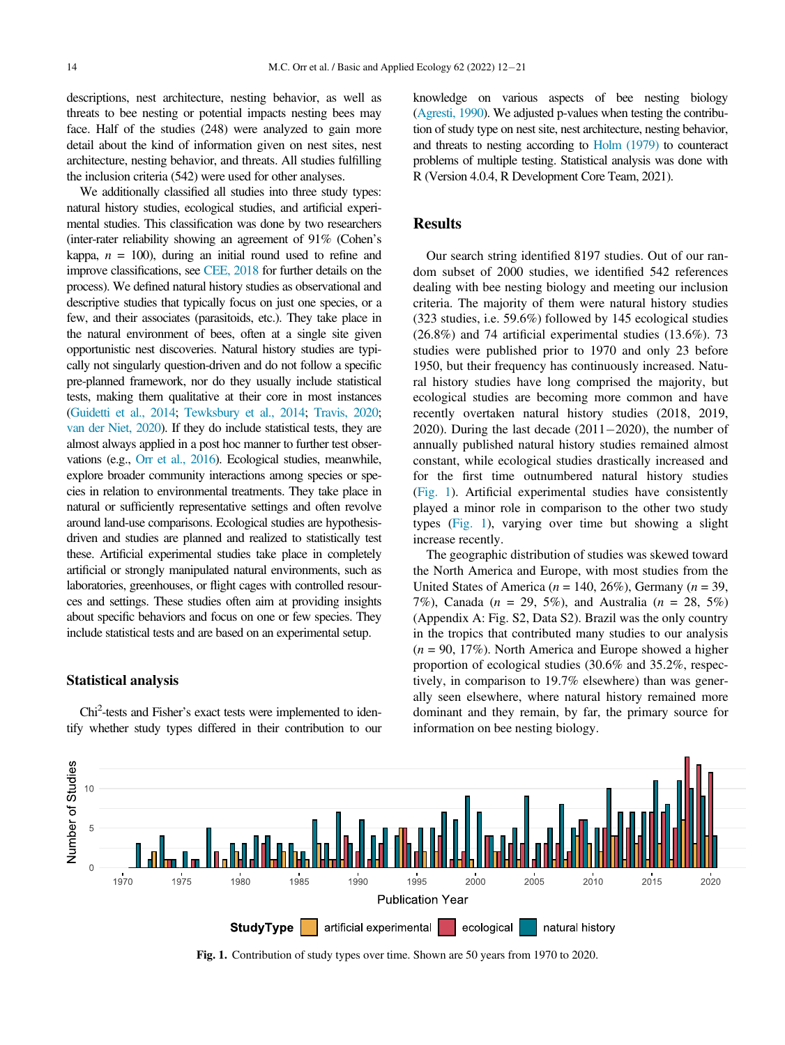descriptions, nest architecture, nesting behavior, as well as threats to bee nesting or potential impacts nesting bees may face. Half of the studies (248) were analyzed to gain more detail about the kind of information given on nest sites, nest architecture, nesting behavior, and threats. All studies fulfilling the inclusion criteria (542) were used for other analyses.

We additionally classified all studies into three study types: natural history studies, ecological studies, and artificial experimental studies. This classification was done by two researchers (inter-rater reliability showing an agreement of 91% (Cohen's kappa, $n$ = 100), during an initial round used to refine and improve classifications, see CEE, 2018 for further details on the process). We defined natural history studies as observational and descriptive studies that typically focus on just one species, or a few, and their associates (parasitoids, etc.). They take place in the natural environment of bees, often at a single site given opportunistic nest discoveries. Natural history studies are typically not singularly question-driven and do not follow a specific pre-planned framework, nor do they usually include statistical tests, making them qualitative at their core in most instances (Guidetti et al., 2014; Tewksbury et al., 2014; Travis, 2020; van der Niet, 2020). If they do include statistical tests, they are almost always applied in a post hoc manner to further test observations (e.g., Orr et al., 2016). Ecological studies, meanwhile, explore broader community interactions among species or species in relation to environmental treatments. They take place in natural or sufficiently representative settings and often revolve around land-use comparisons. Ecological studies are hypothesis-driven and studies are planned and realized to statistically test these. Artificial experimental studies take place in completely artificial or strongly manipulated natural environments, such as laboratories, greenhouses, or flight cages with controlled resources and settings. These studies often aim at providing insights about specific behaviors and focus on one or few species. They include statistical tests and are based on an experimental setup.

### Statistical analysis

Chi$^2$-tests and Fisher's exact tests were implemented to identify whether study types differed in their contribution to our knowledge on various aspects of bee nesting biology (Agresti, 1990). We adjusted p-values when testing the contribution of study type on nest site, nest architecture, nesting behavior, and threats to nesting according to Holm (1979) to counteract problems of multiple testing. Statistical analysis was done with R (Version 4.0.4, R Development Core Team, 2021).

## Results

Our search string identified 8197 studies. Out of our random subset of 2000 studies, we identified 542 references dealing with bee nesting biology and meeting our inclusion criteria. The majority of them were natural history studies (323 studies, i.e. 59.6%) followed by 145 ecological studies (26.8%) and 74 artificial experimental studies (13.6%). 73 studies were published prior to 1970 and only 23 before 1950, but their frequency has continuously increased. Natural history studies have long comprised the majority, but ecological studies are becoming more common and have recently overtaken natural history studies (2018, 2019, 2020). During the last decade (2011−2020), the number of annually published natural history studies remained almost constant, while ecological studies drastically increased and for the first time outnumbered natural history studies (Fig. 1). Artificial experimental studies have consistently played a minor role in comparison to the other two study types (Fig. 1), varying over time but showing a slight increase recently.

The geographic distribution of studies was skewed toward the North America and Europe, with most studies from the United States of America ($n$ = 140, 26%), Germany ($n$ = 39, 7%), Canada ($n$ = 29, 5%), and Australia ($n$ = 28, 5%) (Appendix A: Fig. S2, Data S2). Brazil was the only country in the tropics that contributed many studies to our analysis ($n$ = 90, 17%). North America and Europe showed a higher proportion of ecological studies (30.6% and 35.2%, respectively, in comparison to 19.7% elsewhere) than was generally seen elsewhere, where natural history remained more dominant and they remain, by far, the primary source for information on bee nesting biology.

**Fig. 1.** Contribution of study types over time. Shown are 50 years from 1970 to 2020.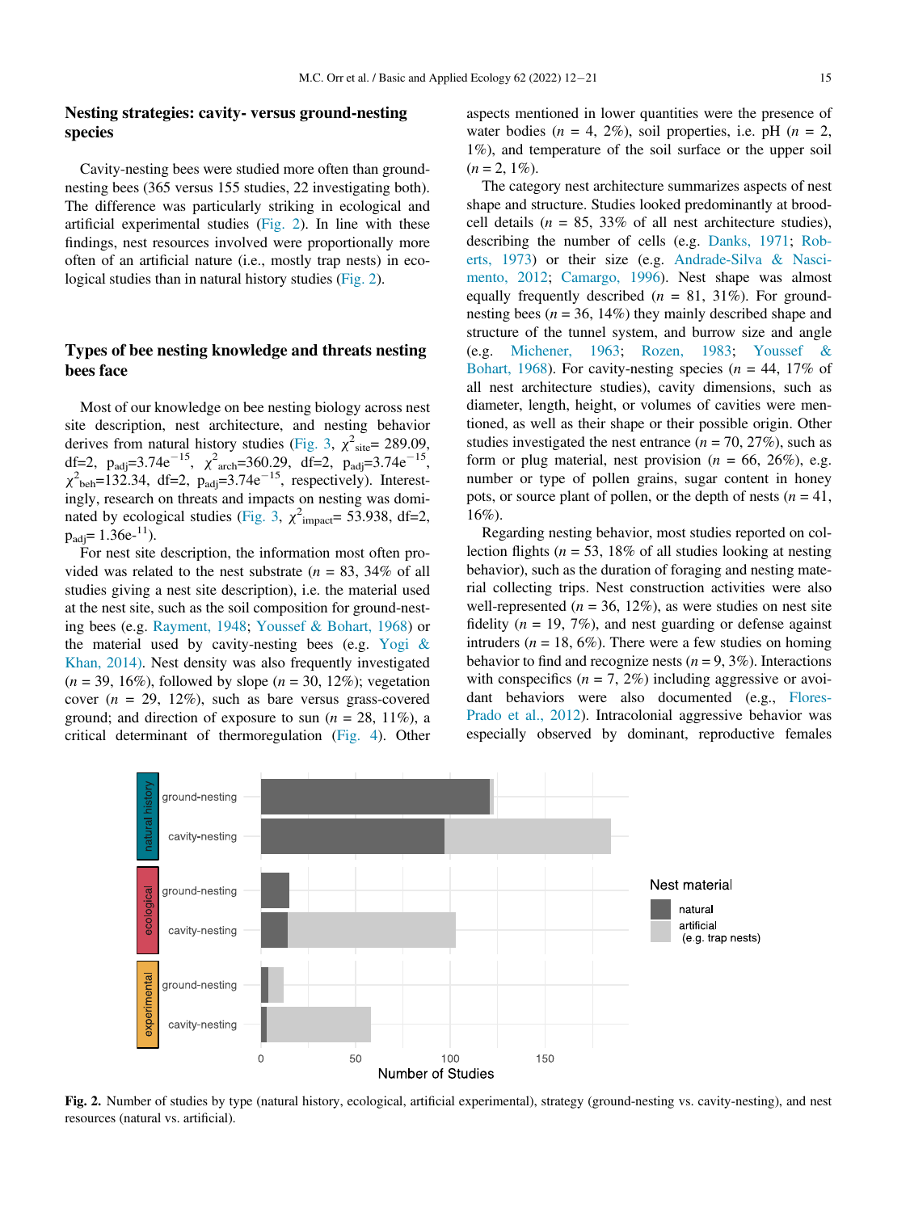## Nesting strategies: cavity- versus ground-nesting species

Cavity-nesting bees were studied more often than ground-nesting bees (365 versus 155 studies, 22 investigating both). The difference was particularly striking in ecological and artificial experimental studies (Fig. 2). In line with these findings, nest resources involved were proportionally more often of an artificial nature (i.e., mostly trap nests) in ecological studies than in natural history studies (Fig. 2).

## Types of bee nesting knowledge and threats nesting bees face

Most of our knowledge on bee nesting biology across nest site description, nest architecture, and nesting behavior derives from natural history studies (Fig. 3, $\chi^2_{site}$= 289.09, df=2, $p_{adj}$=3.74e$^{-15}$, $\chi^2_{arch}$=360.29, df=2, $p_{adj}$=3.74e$^{-15}$, $\chi^2_{beh}$=132.34, df=2, $p_{adj}$=3.74e$^{-15}$, respectively). Interestingly, research on threats and impacts on nesting was dominated by ecological studies (Fig. 3, $\chi^2_{impact}$= 53.938, df=2, $p_{adj}$= 1.36e-$^{11}$).

For nest site description, the information most often provided was related to the nest substrate ($n$ = 83, 34% of all studies giving a nest site description), i.e. the material used at the nest site, such as the soil composition for ground-nesting bees (e.g. Rayment, 1948; Youssef & Bohart, 1968) or the material used by cavity-nesting bees (e.g. Yogi & Khan, 2014). Nest density was also frequently investigated ($n$ = 39, 16%), followed by slope ($n$ = 30, 12%); vegetation cover ($n$ = 29, 12%), such as bare versus grass-covered ground; and direction of exposure to sun ($n$ = 28, 11%), a critical determinant of thermoregulation (Fig. 4). Other aspects mentioned in lower quantities were the presence of water bodies ($n$ = 4, 2%), soil properties, i.e. pH ($n$ = 2, 1%), and temperature of the soil surface or the upper soil ($n$ = 2, 1%).

The category nest architecture summarizes aspects of nest shape and structure. Studies looked predominantly at brood-cell details ($n$ = 85, 33% of all nest architecture studies), describing the number of cells (e.g. Danks, 1971; Roberts, 1973) or their size (e.g. Andrade-Silva & Nascimento, 2012; Camargo, 1996). Nest shape was almost equally frequently described ($n$ = 81, 31%). For ground-nesting bees ($n$ = 36, 14%) they mainly described shape and structure of the tunnel system, and burrow size and angle (e.g. Michener, 1963; Rozen, 1983; Youssef & Bohart, 1968). For cavity-nesting species ($n$ = 44, 17% of all nest architecture studies), cavity dimensions, such as diameter, length, height, or volumes of cavities were mentioned, as well as their shape or their possible origin. Other studies investigated the nest entrance ($n$ = 70, 27%), such as form or plug material, nest provision ($n$ = 66, 26%), e.g. number or type of pollen grains, sugar content in honey pots, or source plant of pollen, or the depth of nests ($n$ = 41, 16%).

Regarding nesting behavior, most studies reported on collection flights ($n$ = 53, 18% of all studies looking at nesting behavior), such as the duration of foraging and nesting material collecting trips. Nest construction activities were also well-represented ($n$ = 36, 12%), as were studies on nest site fidelity ($n$ = 19, 7%), and nest guarding or defense against intruders ($n$ = 18, 6%). There were a few studies on homing behavior to find and recognize nests ($n$ = 9, 3%). Interactions with conspecifics ($n$ = 7, 2%) including aggressive or avoidant behaviors were also documented (e.g., Flores-Prado et al., 2012). Intracolonial aggressive behavior was especially observed by dominant, reproductive females

**Fig. 2.** Number of studies by type (natural history, ecological, artificial experimental), strategy (ground-nesting vs. cavity-nesting), and nest resources (natural vs. artificial).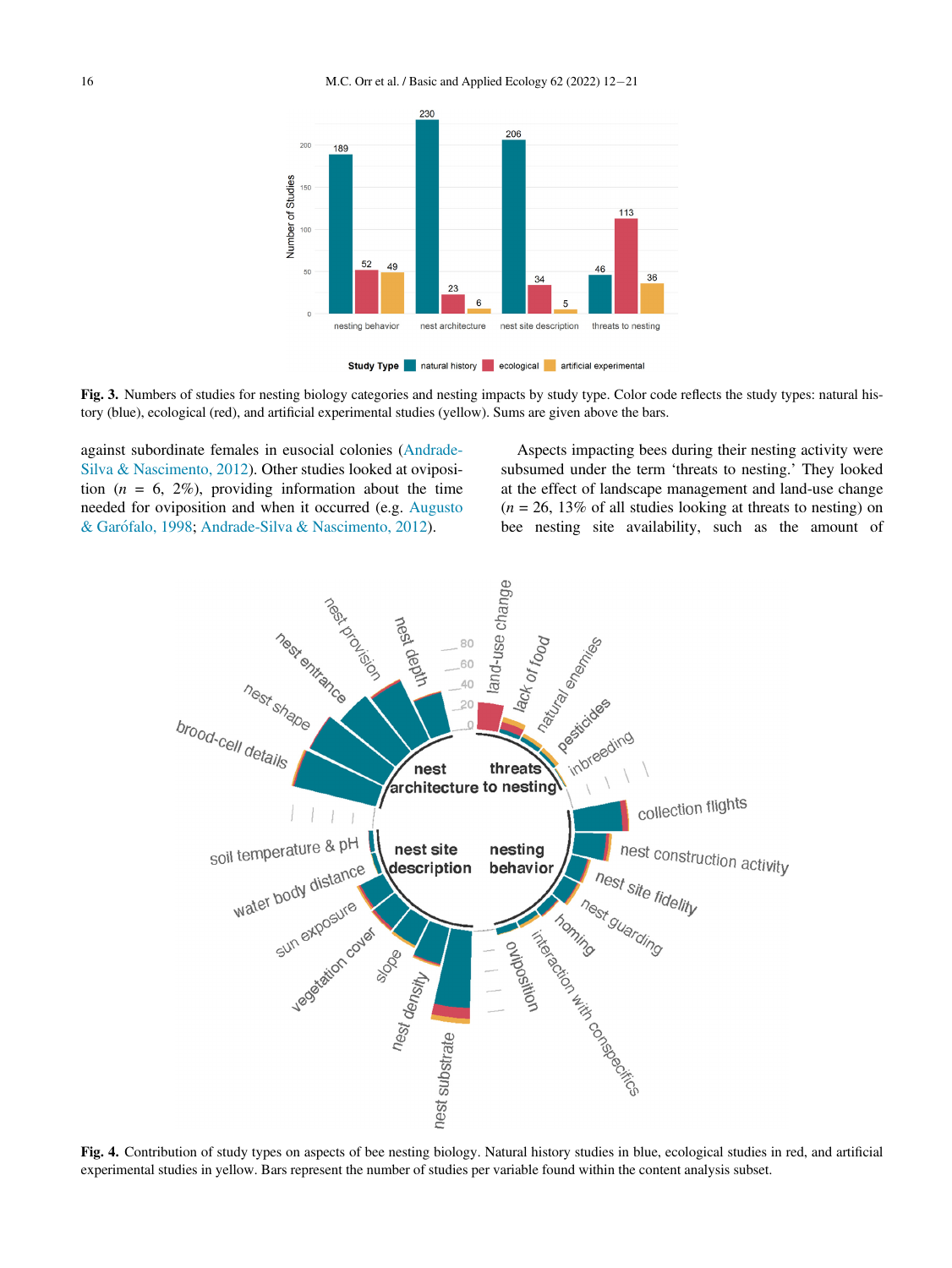**Fig. 3.** Numbers of studies for nesting biology categories and nesting impacts by study type. Color code reflects the study types: natural history (blue), ecological (red), and artificial experimental studies (yellow). Sums are given above the bars.

against subordinate females in eusocial colonies (Andrade-Silva & Nascimento, 2012). Other studies looked at oviposition (*n* = 6, 2%), providing information about the time needed for oviposition and when it occurred (e.g. Augusto & Garófalo, 1998; Andrade-Silva & Nascimento, 2012).

Aspects impacting bees during their nesting activity were subsumed under the term 'threats to nesting.' They looked at the effect of landscape management and land-use change (*n* = 26, 13% of all studies looking at threats to nesting) on bee nesting site availability, such as the amount of

**Fig. 4.** Contribution of study types on aspects of bee nesting biology. Natural history studies in blue, ecological studies in red, and artificial experimental studies in yellow. Bars represent the number of studies per variable found within the content analysis subset.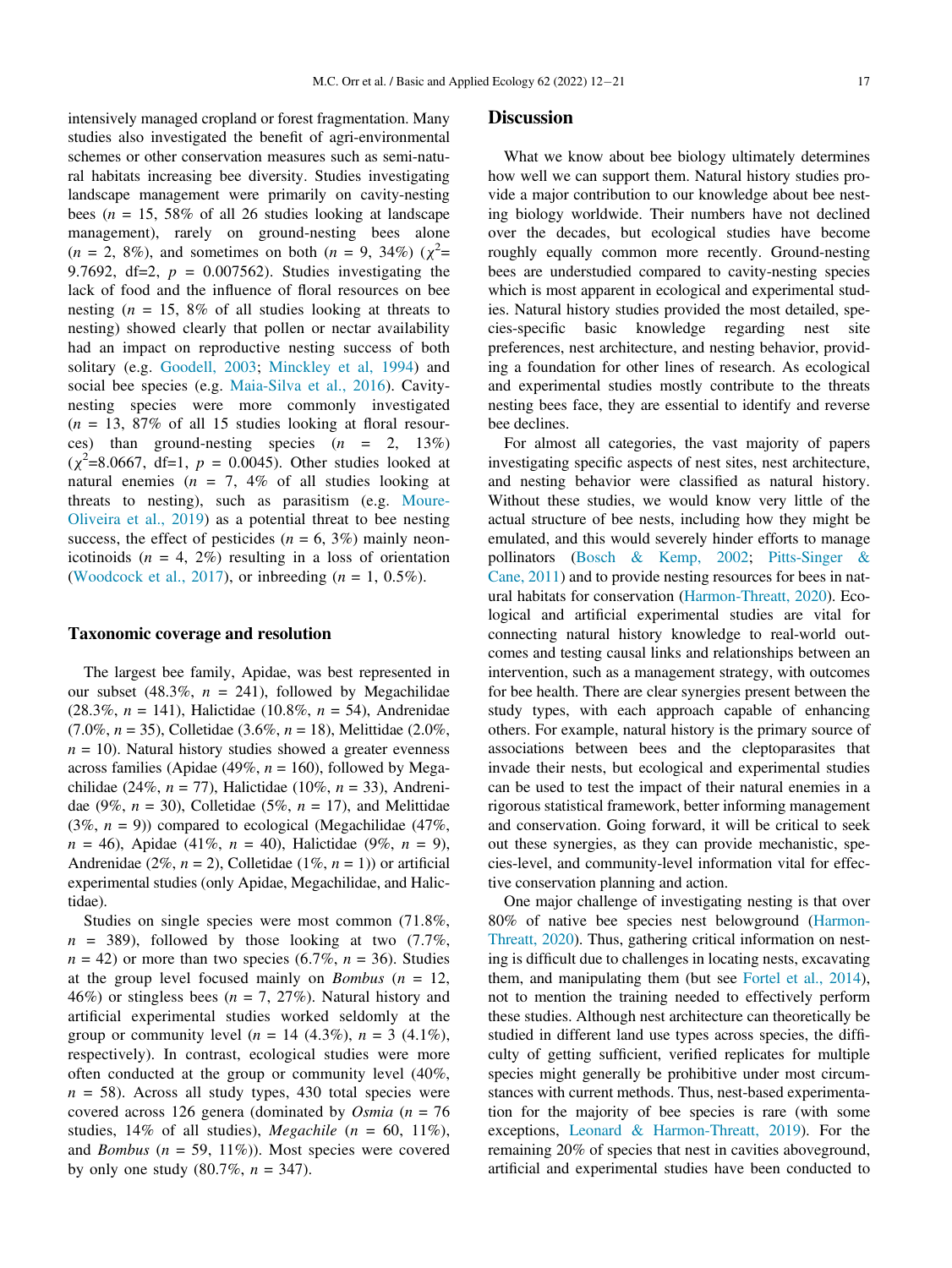intensively managed cropland or forest fragmentation. Many studies also investigated the benefit of agri-environmental schemes or other conservation measures such as semi-natural habitats increasing bee diversity. Studies investigating landscape management were primarily on cavity-nesting bees ($n$ = 15, 58% of all 26 studies looking at landscape management), rarely on ground-nesting bees alone ($n$ = 2, 8%), and sometimes on both ($n$ = 9, 34%) ($\chi^2$= 9.7692, df=2, $p$ = 0.007562). Studies investigating the lack of food and the influence of floral resources on bee nesting ($n$ = 15, 8% of all studies looking at threats to nesting) showed clearly that pollen or nectar availability had an impact on reproductive nesting success of both solitary (e.g. Goodell, 2003; Minckley et al, 1994) and social bee species (e.g. Maia-Silva et al., 2016). Cavity-nesting species were more commonly investigated ($n$ = 13, 87% of all 15 studies looking at floral resources) than ground-nesting species ($n$ = 2, 13%) ($\chi^2$=8.0667, df=1, $p$ = 0.0045). Other studies looked at natural enemies ($n$ = 7, 4% of all studies looking at threats to nesting), such as parasitism (e.g. Moure-Oliveira et al., 2019) as a potential threat to bee nesting success, the effect of pesticides ($n$ = 6, 3%) mainly neonicotinoids ($n$ = 4, 2%) resulting in a loss of orientation (Woodcock et al., 2017), or inbreeding ($n$ = 1, 0.5%).

## Taxonomic coverage and resolution

The largest bee family, Apidae, was best represented in our subset (48.3%, $n$ = 241), followed by Megachilidae (28.3%, $n$ = 141), Halictidae (10.8%, $n$ = 54), Andrenidae (7.0%, $n$ = 35), Colletidae (3.6%, $n$ = 18), Melittidae (2.0%, $n$ = 10). Natural history studies showed a greater evenness across families (Apidae (49%, $n$ = 160), followed by Megachilidae (24%, $n$ = 77), Halictidae (10%, $n$ = 33), Andrenidae (9%, $n$ = 30), Colletidae (5%, $n$ = 17), and Melittidae (3%, $n$ = 9)) compared to ecological (Megachilidae (47%, $n$ = 46), Apidae (41%, $n$ = 40), Halictidae (9%, $n$ = 9), Andrenidae (2%, $n$ = 2), Colletidae (1%, $n$ = 1)) or artificial experimental studies (only Apidae, Megachilidae, and Halictidae).

Studies on single species were most common (71.8%, $n$ = 389), followed by those looking at two (7.7%, $n$ = 42) or more than two species (6.7%, $n$ = 36). Studies at the group level focused mainly on *Bombus* ($n$ = 12, 46%) or stingless bees ($n$ = 7, 27%). Natural history and artificial experimental studies worked seldomly at the group or community level ($n$ = 14 (4.3%), $n$ = 3 (4.1%), respectively). In contrast, ecological studies were more often conducted at the group or community level (40%, $n$ = 58). Across all study types, 430 total species were covered across 126 genera (dominated by *Osmia* ($n$ = 76 studies, 14% of all studies), *Megachile* ($n$ = 60, 11%), and *Bombus* ($n$ = 59, 11%)). Most species were covered by only one study (80.7%, $n$ = 347).

## Discussion

What we know about bee biology ultimately determines how well we can support them. Natural history studies provide a major contribution to our knowledge about bee nesting biology worldwide. Their numbers have not declined over the decades, but ecological studies have become roughly equally common more recently. Ground-nesting bees are understudied compared to cavity-nesting species which is most apparent in ecological and experimental studies. Natural history studies provided the most detailed, species-specific basic knowledge regarding nest site preferences, nest architecture, and nesting behavior, providing a foundation for other lines of research. As ecological and experimental studies mostly contribute to the threats nesting bees face, they are essential to identify and reverse bee declines.

For almost all categories, the vast majority of papers investigating specific aspects of nest sites, nest architecture, and nesting behavior were classified as natural history. Without these studies, we would know very little of the actual structure of bee nests, including how they might be emulated, and this would severely hinder efforts to manage pollinators (Bosch & Kemp, 2002; Pitts-Singer & Cane, 2011) and to provide nesting resources for bees in natural habitats for conservation (Harmon-Threatt, 2020). Ecological and artificial experimental studies are vital for connecting natural history knowledge to real-world outcomes and testing causal links and relationships between an intervention, such as a management strategy, with outcomes for bee health. There are clear synergies present between the study types, with each approach capable of enhancing others. For example, natural history is the primary source of associations between bees and the cleptoparasites that invade their nests, but ecological and experimental studies can be used to test the impact of their natural enemies in a rigorous statistical framework, better informing management and conservation. Going forward, it will be critical to seek out these synergies, as they can provide mechanistic, species-level, and community-level information vital for effective conservation planning and action.

One major challenge of investigating nesting is that over 80% of native bee species nest belowground (Harmon-Threatt, 2020). Thus, gathering critical information on nesting is difficult due to challenges in locating nests, excavating them, and manipulating them (but see Fortel et al., 2014), not to mention the training needed to effectively perform these studies. Although nest architecture can theoretically be studied in different land use types across species, the difficulty of getting sufficient, verified replicates for multiple species might generally be prohibitive under most circumstances with current methods. Thus, nest-based experimentation for the majority of bee species is rare (with some exceptions, Leonard & Harmon-Threatt, 2019). For the remaining 20% of species that nest in cavities aboveground, artificial and experimental studies have been conducted to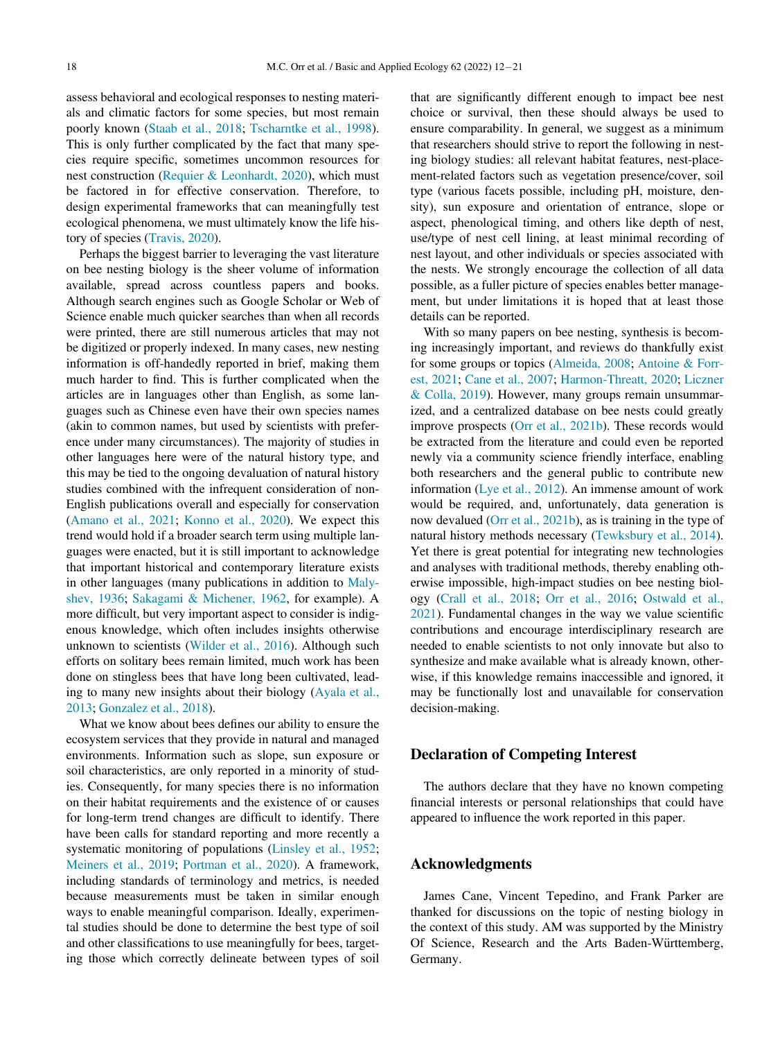assess behavioral and ecological responses to nesting materials and climatic factors for some species, but most remain poorly known (Staab et al., 2018; Tscharntke et al., 1998). This is only further complicated by the fact that many species require specific, sometimes uncommon resources for nest construction (Requier & Leonhardt, 2020), which must be factored in for effective conservation. Therefore, to design experimental frameworks that can meaningfully test ecological phenomena, we must ultimately know the life history of species (Travis, 2020).

Perhaps the biggest barrier to leveraging the vast literature on bee nesting biology is the sheer volume of information available, spread across countless papers and books. Although search engines such as Google Scholar or Web of Science enable much quicker searches than when all records were printed, there are still numerous articles that may not be digitized or properly indexed. In many cases, new nesting information is off-handedly reported in brief, making them much harder to find. This is further complicated when the articles are in languages other than English, as some languages such as Chinese even have their own species names (akin to common names, but used by scientists with preference under many circumstances). The majority of studies in other languages here were of the natural history type, and this may be tied to the ongoing devaluation of natural history studies combined with the infrequent consideration of non-English publications overall and especially for conservation (Amano et al., 2021; Konno et al., 2020). We expect this trend would hold if a broader search term using multiple languages were enacted, but it is still important to acknowledge that important historical and contemporary literature exists in other languages (many publications in addition to Malyshev, 1936; Sakagami & Michener, 1962, for example). A more difficult, but very important aspect to consider is indigenous knowledge, which often includes insights otherwise unknown to scientists (Wilder et al., 2016). Although such efforts on solitary bees remain limited, much work has been done on stingless bees that have long been cultivated, leading to many new insights about their biology (Ayala et al., 2013; Gonzalez et al., 2018).

What we know about bees defines our ability to ensure the ecosystem services that they provide in natural and managed environments. Information such as slope, sun exposure or soil characteristics, are only reported in a minority of studies. Consequently, for many species there is no information on their habitat requirements and the existence of or causes for long-term trend changes are difficult to identify. There have been calls for standard reporting and more recently a systematic monitoring of populations (Linsley et al., 1952; Meiners et al., 2019; Portman et al., 2020). A framework, including standards of terminology and metrics, is needed because measurements must be taken in similar enough ways to enable meaningful comparison. Ideally, experimental studies should be done to determine the best type of soil and other classifications to use meaningfully for bees, targeting those which correctly delineate between types of soil that are significantly different enough to impact bee nest choice or survival, then these should always be used to ensure comparability. In general, we suggest as a minimum that researchers should strive to report the following in nesting biology studies: all relevant habitat features, nest-placement-related factors such as vegetation presence/cover, soil type (various facets possible, including pH, moisture, density), sun exposure and orientation of entrance, slope or aspect, phenological timing, and others like depth of nest, use/type of nest cell lining, at least minimal recording of nest layout, and other individuals or species associated with the nests. We strongly encourage the collection of all data possible, as a fuller picture of species enables better management, but under limitations it is hoped that at least those details can be reported.

With so many papers on bee nesting, synthesis is becoming increasingly important, and reviews do thankfully exist for some groups or topics (Almeida, 2008; Antoine & Forrest, 2021; Cane et al., 2007; Harmon-Threatt, 2020; Liczner & Colla, 2019). However, many groups remain unsummarized, and a centralized database on bee nests could greatly improve prospects (Orr et al., 2021b). These records would be extracted from the literature and could even be reported newly via a community science friendly interface, enabling both researchers and the general public to contribute new information (Lye et al., 2012). An immense amount of work would be required, and, unfortunately, data generation is now devalued (Orr et al., 2021b), as is training in the type of natural history methods necessary (Tewksbury et al., 2014). Yet there is great potential for integrating new technologies and analyses with traditional methods, thereby enabling otherwise impossible, high-impact studies on bee nesting biology (Crall et al., 2018; Orr et al., 2016; Ostwald et al., 2021). Fundamental changes in the way we value scientific contributions and encourage interdisciplinary research are needed to enable scientists to not only innovate but also to synthesize and make available what is already known, otherwise, if this knowledge remains inaccessible and ignored, it may be functionally lost and unavailable for conservation decision-making.

## Declaration of Competing Interest

The authors declare that they have no known competing financial interests or personal relationships that could have appeared to influence the work reported in this paper.

## Acknowledgments

James Cane, Vincent Tepedino, and Frank Parker are thanked for discussions on the topic of nesting biology in the context of this study. AM was supported by the Ministry Of Science, Research and the Arts Baden-Württemberg, Germany.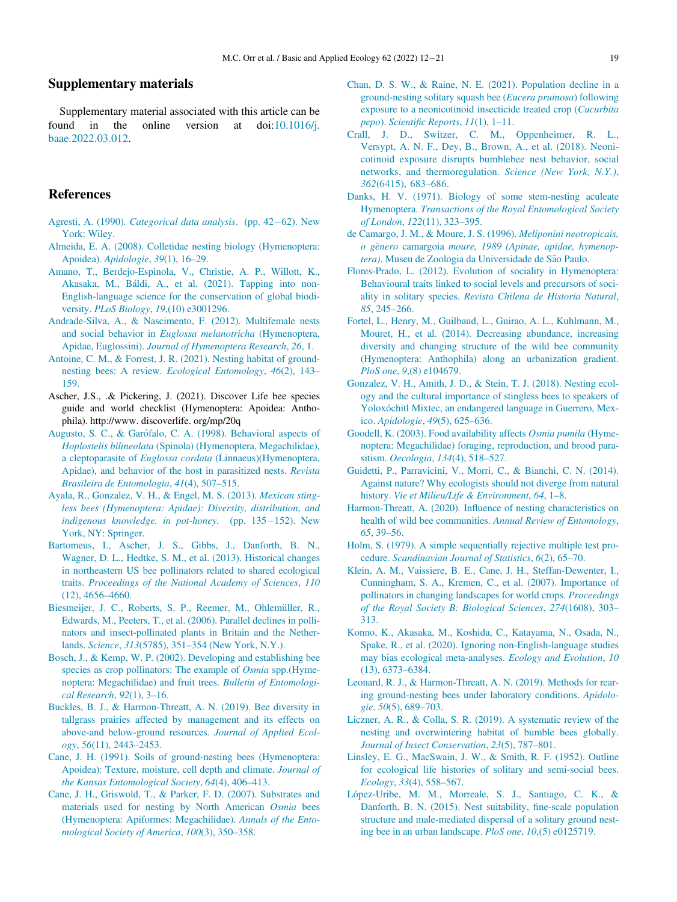## Supplementary materials

Supplementary material associated with this article can be found in the online version at doi:10.1016/j.baae.2022.03.012.

## References

Agresti, A. (1990). *Categorical data analysis*. (pp. 42−62). New York: Wiley.

Almeida, E. A. (2008). Colletidae nesting biology (Hymenoptera: Apoidea). *Apidologie*, *39*(1), 16–29.

Amano, T., Berdejo-Espinola, V., Christie, A. P., Willott, K., Akasaka, M., Báldi, A., et al. (2021). Tapping into non-English-language science for the conservation of global biodiversity. *PLoS Biology*, *19*,(10) e3001296.

Andrade-Silva, A., & Nascimento, F. (2012). Multifemale nests and social behavior in *Euglossa melanotricha* (Hymenoptera, Apidae, Euglossini). *Journal of Hymenoptera Research*, *26*, 1.

Antoine, C. M., & Forrest, J. R. (2021). Nesting habitat of ground-nesting bees: A review. *Ecological Entomology*, *46*(2), 143–159.

Ascher, J.S., .& Pickering, J. (2021). Discover Life bee species guide and world checklist (Hymenoptera: Apoidea: Anthophila). http://www. discoverlife. org/mp/20q

Augusto, S. C., & Garófalo, C. A. (1998). Behavioral aspects of *Hoplostelis bilineolata* (Spinola) (Hymenoptera, Megachilidae), a cleptoparasite of *Euglossa cordata* (Linnaeus)(Hymenoptera, Apidae), and behavior of the host in parasitized nests. *Revista Brasileira de Entomologia*, *41*(4), 507–515.

Ayala, R., Gonzalez, V. H., & Engel, M. S. (2013). *Mexican stingless bees (Hymenoptera: Apidae): Diversity, distribution, and indigenous knowledge. in pot-honey*. (pp. 135−152). New York, NY: Springer.

Bartomeus, I., Ascher, J. S., Gibbs, J., Danforth, B. N., Wagner, D. L., Hedtke, S. M., et al. (2013). Historical changes in northeastern US bee pollinators related to shared ecological traits. *Proceedings of the National Academy of Sciences*, *110*(12), 4656–4660.

Biesmeijer, J. C., Roberts, S. P., Reemer, M., Ohlemüller, R., Edwards, M., Peeters, T., et al. (2006). Parallel declines in pollinators and insect-pollinated plants in Britain and the Netherlands. *Science*, *313*(5785), 351–354 (New York, N.Y.).

Bosch, J., & Kemp, W. P. (2002). Developing and establishing bee species as crop pollinators: The example of *Osmia* spp.(Hymenoptera: Megachilidae) and fruit trees. *Bulletin of Entomological Research*, *92*(1), 3–16.

Buckles, B. J., & Harmon-Threatt, A. N. (2019). Bee diversity in tallgrass prairies affected by management and its effects on above-and below-ground resources. *Journal of Applied Ecology*, *56*(11), 2443–2453.

Cane, J. H. (1991). Soils of ground-nesting bees (Hymenoptera: Apoidea): Texture, moisture, cell depth and climate. *Journal of the Kansas Entomological Society*, *64*(4), 406–413.

Cane, J. H., Griswold, T., & Parker, F. D. (2007). Substrates and materials used for nesting by North American *Osmia* bees (Hymenoptera: Apiformes: Megachilidae). *Annals of the Entomological Society of America*, *100*(3), 350–358.

Chan, D. S. W., & Raine, N. E. (2021). Population decline in a ground-nesting solitary squash bee (*Eucera pruinosa*) following exposure to a neonicotinoid insecticide treated crop (*Cucurbita pepo*). *Scientific Reports*, *11*(1), 1–11.

Crall, J. D., Switzer, C. M., Oppenheimer, R. L., Versypt, A. N. F., Dey, B., Brown, A., et al. (2018). Neonicotinoid exposure disrupts bumblebee nest behavior, social networks, and thermoregulation. *Science (New York, N.Y.)*, *362*(6415), 683–686.

Danks, H. V. (1971). Biology of some stem-nesting aculeate Hymenoptera. *Transactions of the Royal Entomological Society of London*, *122*(11), 323–395.

de Camargo, J. M., & Moure, J. S. (1996). *Meliponini neotropicais, o gênero* camargoia *moure, 1989 (Apinae, apidae, hymenoptera)*. Museu de Zoologia da Universidade de São Paulo.

Flores-Prado, L. (2012). Evolution of sociality in Hymenoptera: Behavioural traits linked to social levels and precursors of sociality in solitary species. *Revista Chilena de Historia Natural*, *85*, 245–266.

Fortel, L., Henry, M., Guilbaud, L., Guirao, A. L., Kuhlmann, M., Mouret, H., et al. (2014). Decreasing abundance, increasing diversity and changing structure of the wild bee community (Hymenoptera: Anthophila) along an urbanization gradient. *PloS one*, *9*,(8) e104679.

Gonzalez, V. H., Amith, J. D., & Stein, T. J. (2018). Nesting ecology and the cultural importance of stingless bees to speakers of Yoloxóchitl Mixtec, an endangered language in Guerrero, Mexico. *Apidologie*, *49*(5), 625–636.

Goodell, K. (2003). Food availability affects *Osmia pumila* (Hymenoptera: Megachilidae) foraging, reproduction, and brood parasitism. *Oecologia*, *134*(4), 518–527.

Guidetti, P., Parravicini, V., Morri, C., & Bianchi, C. N. (2014). Against nature? Why ecologists should not diverge from natural history. *Vie et Milieu/Life & Environment*, *64*, 1–8.

Harmon-Threatt, A. (2020). Influence of nesting characteristics on health of wild bee communities. *Annual Review of Entomology*, *65*, 39–56.

Holm, S. (1979). A simple sequentially rejective multiple test procedure. *Scandinavian Journal of Statistics*, *6*(2), 65–70.

Klein, A. M., Vaissiere, B. E., Cane, J. H., Steffan-Dewenter, I., Cunningham, S. A., Kremen, C., et al. (2007). Importance of pollinators in changing landscapes for world crops. *Proceedings of the Royal Society B: Biological Sciences*, *274*(1608), 303–313.

Konno, K., Akasaka, M., Koshida, C., Katayama, N., Osada, N., Spake, R., et al. (2020). Ignoring non-English-language studies may bias ecological meta-analyses. *Ecology and Evolution*, *10*(13), 6373–6384.

Leonard, R. J., & Harmon-Threatt, A. N. (2019). Methods for rearing ground-nesting bees under laboratory conditions. *Apidologie*, *50*(5), 689–703.

Liczner, A. R., & Colla, S. R. (2019). A systematic review of the nesting and overwintering habitat of bumble bees globally. *Journal of Insect Conservation*, *23*(5), 787–801.

Linsley, E. G., MacSwain, J. W., & Smith, R. F. (1952). Outline for ecological life histories of solitary and semi-social bees. *Ecology*, *33*(4), 558–567.

López-Uribe, M. M., Morreale, S. J., Santiago, C. K., & Danforth, B. N. (2015). Nest suitability, fine-scale population structure and male-mediated dispersal of a solitary ground nesting bee in an urban landscape. *PloS one*, *10*,(5) e0125719.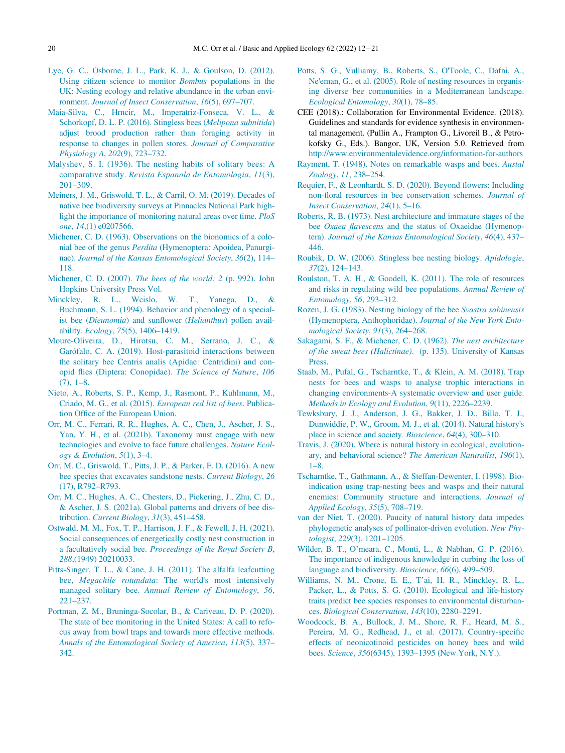Lye, G. C., Osborne, J. L., Park, K. J., & Goulson, D. (2012). Using citizen science to monitor *Bombus* populations in the UK: Nesting ecology and relative abundance in the urban environment. *Journal of Insect Conservation*, *16*(5), 697–707.

Maia-Silva, C., Hrncir, M., Imperatriz-Fonseca, V. L., & Schorkopf, D. L. P. (2016). Stingless bees (*Melipona subnitida*) adjust brood production rather than foraging activity in response to changes in pollen stores. *Journal of Comparative Physiology A*, *202*(9), 723–732.

Malyshev, S. I. (1936). The nesting habits of solitary bees: A comparative study. *Revista Espanola de Entomologia*, *11*(3), 201–309.

Meiners, J. M., Griswold, T. L., & Carril, O. M. (2019). Decades of native bee biodiversity surveys at Pinnacles National Park highlight the importance of monitoring natural areas over time. *PloS one*, *14*,(1) e0207566.

Michener, C. D. (1963). Observations on the bionomics of a colonial bee of the genus *Perdita* (Hymenoptera: Apoidea, Panurginae). *Journal of the Kansas Entomological Society*, *36*(2), 114–118.

Michener, C. D. (2007). *The bees of the world: 2* (p. 992). John Hopkins University Press Vol.

Minckley, R. L., Wcislo, W. T., Yanega, D., & Buchmann, S. L. (1994). Behavior and phenology of a specialist bee (*Dieunomia*) and sunflower (*Helianthus*) pollen availability. *Ecology*, *75*(5), 1406–1419.

Moure-Oliveira, D., Hirotsu, C. M., Serrano, J. C., & Garófalo, C. A. (2019). Host-parasitoid interactions between the solitary bee Centris analis (Apidae: Centridini) and conopid flies (Diptera: Conopidae). *The Science of Nature*, *106*(7), 1–8.

Nieto, A., Roberts, S. P., Kemp, J., Rasmont, P., Kuhlmann, M., Criado, M. G., et al. (2015). *European red list of bees*. Publication Office of the European Union.

Orr, M. C., Ferrari, R. R., Hughes, A. C., Chen, J., Ascher, J. S., Yan, Y. H., et al. (2021b). Taxonomy must engage with new technologies and evolve to face future challenges. *Nature Ecology & Evolution*, *5*(1), 3–4.

Orr, M. C., Griswold, T., Pitts, J. P., & Parker, F. D. (2016). A new bee species that excavates sandstone nests. *Current Biology*, *26*(17), R792–R793.

Orr, M. C., Hughes, A. C., Chesters, D., Pickering, J., Zhu, C. D., & Ascher, J. S. (2021a). Global patterns and drivers of bee distribution. *Current Biology*, *31*(3), 451–458.

Ostwald, M. M., Fox, T. P., Harrison, J. F., & Fewell, J. H. (2021). Social consequences of energetically costly nest construction in a facultatively social bee. *Proceedings of the Royal Society B*, *288*,(1949) 20210033.

Pitts-Singer, T. L., & Cane, J. H. (2011). The alfalfa leafcutting bee, *Megachile rotundata*: The world's most intensively managed solitary bee. *Annual Review of Entomology*, *56*, 221–237.

Portman, Z. M., Bruninga-Socolar, B., & Cariveau, D. P. (2020). The state of bee monitoring in the United States: A call to refocus away from bowl traps and towards more effective methods. *Annals of the Entomological Society of America*, *113*(5), 337–342.

Potts, S. G., Vulliamy, B., Roberts, S., O'Toole, C., Dafni, A., Ne'eman, G., et al. (2005). Role of nesting resources in organising diverse bee communities in a Mediterranean landscape. *Ecological Entomology*, *30*(1), 78–85.

CEE (2018).: Collaboration for Environmental Evidence. (2018). Guidelines and standards for evidence synthesis in environmental management. (Pullin A., Frampton G., Livoreil B., & Petrokofsky G., Eds.). Bangor, UK, Version 5.0. Retrieved from http://www.environmentalevidence.org/information-for-authors

Rayment, T. (1948). Notes on remarkable wasps and bees. *Austal Zoology*, *11*, 238–254.

Requier, F., & Leonhardt, S. D. (2020). Beyond flowers: Including non-floral resources in bee conservation schemes. *Journal of Insect Conservation*, *24*(1), 5–16.

Roberts, R. B. (1973). Nest architecture and immature stages of the bee *Oxaea flavescens* and the status of Oxaeidae (Hymenoptera). *Journal of the Kansas Entomological Society*, *46*(4), 437–446.

Roubik, D. W. (2006). Stingless bee nesting biology. *Apidologie*, *37*(2), 124–143.

Roulston, T. A. H., & Goodell, K. (2011). The role of resources and risks in regulating wild bee populations. *Annual Review of Entomology*, *56*, 293–312.

Rozen, J. G. (1983). Nesting biology of the bee *Svastra sabinensis* (Hymenoptera, Anthophoridae). *Journal of the New York Entomological Society*, *91*(3), 264–268.

Sakagami, S. F., & Michener, C. D. (1962). *The nest architecture of the sweat bees (Halictinae).* (p. 135). University of Kansas Press.

Staab, M., Pufal, G., Tscharntke, T., & Klein, A. M. (2018). Trap nests for bees and wasps to analyse trophic interactions in changing environments-A systematic overview and user guide. *Methods in Ecology and Evolution*, *9*(11), 2226–2239.

Tewksbury, J. J., Anderson, J. G., Bakker, J. D., Billo, T. J., Dunwiddie, P. W., Groom, M. J., et al. (2014). Natural history's place in science and society. *Bioscience*, *64*(4), 300–310.

Travis, J. (2020). Where is natural history in ecological, evolutionary, and behavioral science? *The American Naturalist*, *196*(1), 1–8.

Tscharntke, T., Gathmann, A., & Steffan-Dewenter, I. (1998). Bioindication using trap-nesting bees and wasps and their natural enemies: Community structure and interactions. *Journal of Applied Ecology*, *35*(5), 708–719.

van der Niet, T. (2020). Paucity of natural history data impedes phylogenetic analyses of pollinator-driven evolution. *New Phytologist*, *229*(3), 1201–1205.

Wilder, B. T., O'meara, C., Monti, L., & Nabhan, G. P. (2016). The importance of indigenous knowledge in curbing the loss of language and biodiversity. *Bioscience*, *66*(6), 499–509.

Williams, N. M., Crone, E. E., T'ai, H. R., Minckley, R. L., Packer, L., & Potts, S. G. (2010). Ecological and life-history traits predict bee species responses to environmental disturbances. *Biological Conservation*, *143*(10), 2280–2291.

Woodcock, B. A., Bullock, J. M., Shore, R. F., Heard, M. S., Pereira, M. G., Redhead, J., et al. (2017). Country-specific effects of neonicotinoid pesticides on honey bees and wild bees. *Science*, *356*(6345), 1393–1395 (New York, N.Y.).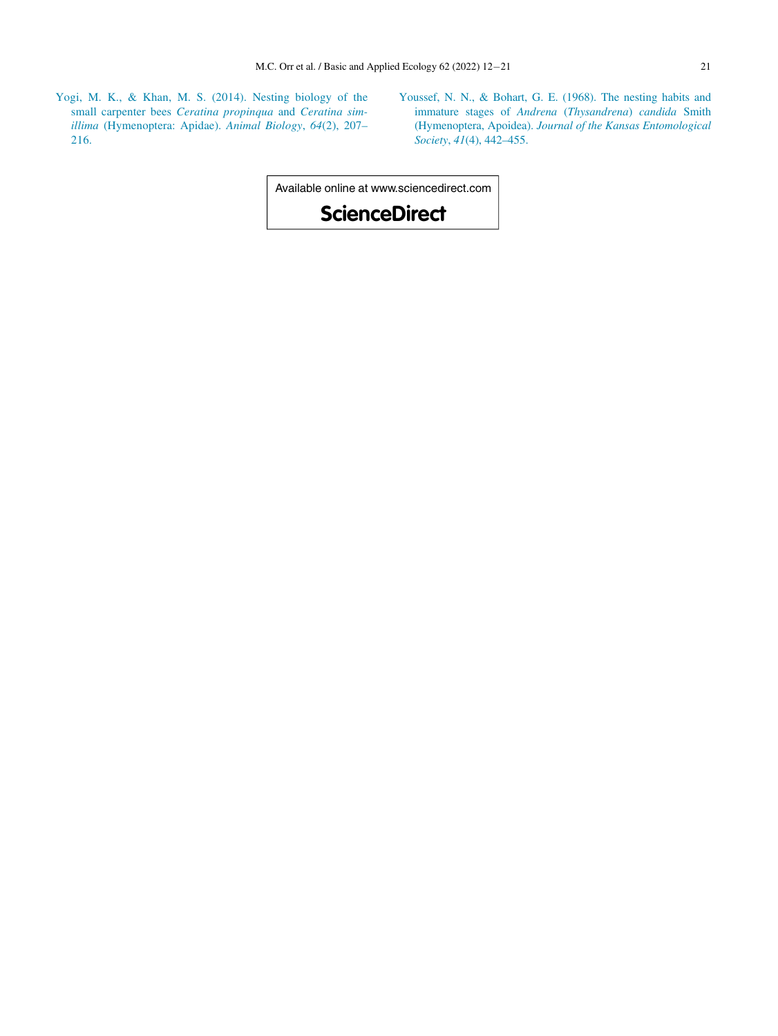Yogi, M. K., & Khan, M. S. (2014). Nesting biology of the small carpenter bees *Ceratina propinqua* and *Ceratina simillima* (Hymenoptera: Apidae). *Animal Biology*, *64*(2), 207–216.

Youssef, N. N., & Bohart, G. E. (1968). The nesting habits and immature stages of *Andrena* (*Thysandrena*) *candida* Smith (Hymenoptera, Apoidea). *Journal of the Kansas Entomological Society*, *41*(4), 442–455.

Available online at www.sciencedirect.com

**ScienceDirect**